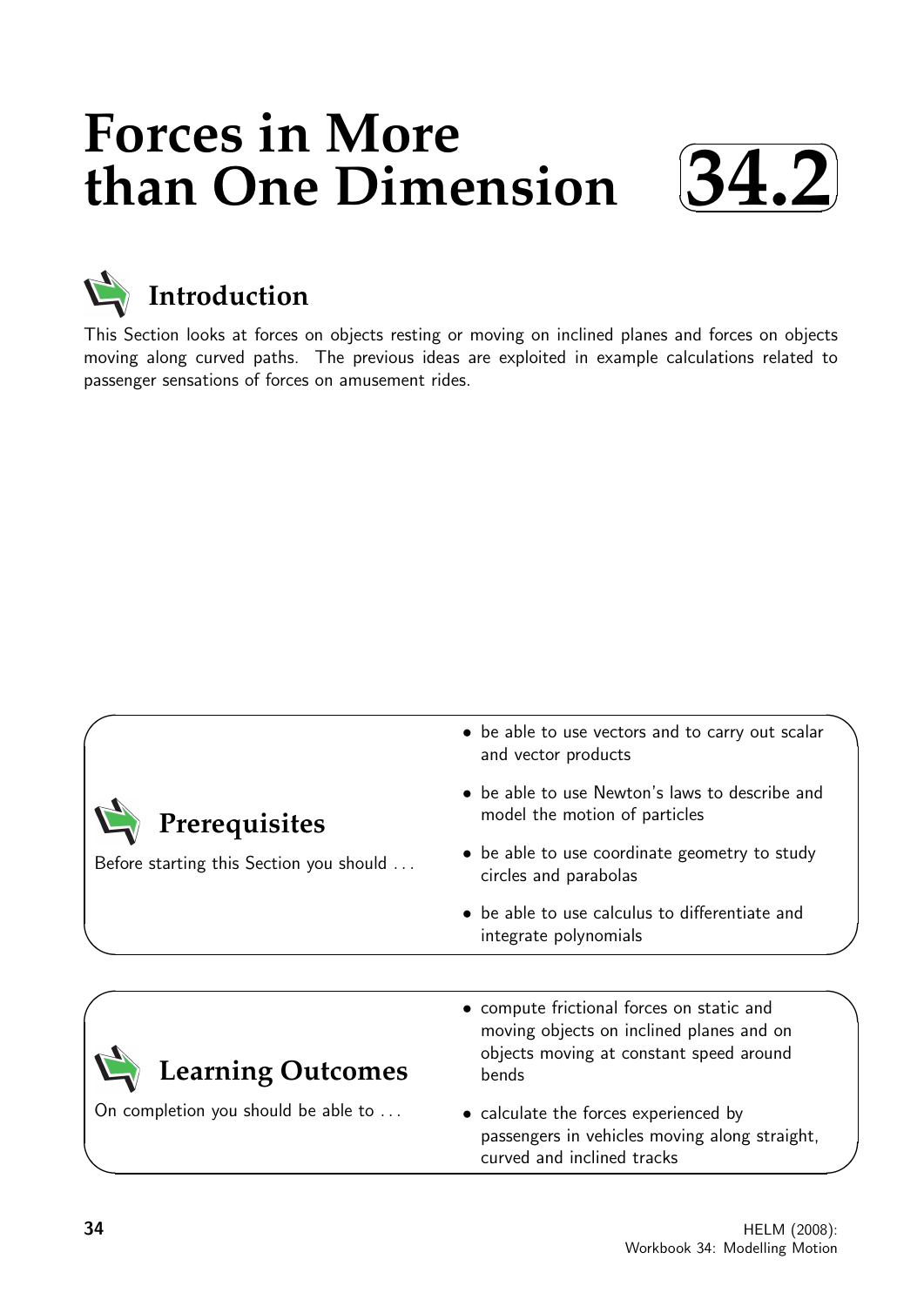# Forces in More than One Dimension 34.2

## Introduction

This Section looks at forces on objects resting or moving on inclined planes and forces on objects moving along curved paths. The previous ideas are exploited in example calculations related to passenger sensations of forces on amusement rides.

## Prerequisites

Before starting this Section you should ...

- be able to use vectors and to carry out scalar and vector products
- be able to use Newton's laws to describe and model the motion of particles
- be able to use coordinate geometry to study circles and parabolas
- be able to use calculus to differentiate and integrate polynomials

## Learning Outcomes

On completion you should be able to ...

- compute frictional forces on static and moving objects on inclined planes and on objects moving at constant speed around bends
- calculate the forces experienced by passengers in vehicles moving along straight, curved and inclined tracks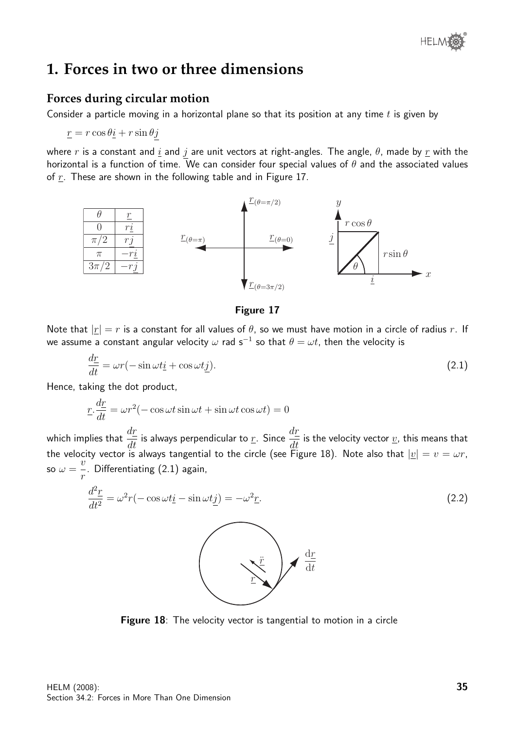# 1. Forces in two or three dimensions

## Forces during circular motion

Consider a particle moving in a horizontal plane so that its position at any time $t$ is given by

$$\underline{r} = r\cos\theta\underline{i} + r\sin\theta\underline{j}$$

where $r$ is a constant and $\underline{i}$ and $\underline{j}$ are unit vectors at right-angles. The angle, $\theta$, made by $\underline{r}$ with the horizontal is a function of time. We can consider four special values of $\theta$ and the associated values of $\underline{r}$. These are shown in the following table and in Figure 17.

| $\theta$ | $\underline{r}$ |
|---|---|
| $0$ | $r\underline{i}$ |
| $\pi/2$ | $r\underline{j}$ |
| $\pi$ | $-r\underline{i}$ |
| $3\pi/2$ | $-r\underline{j}$ |

**Figure 17**

Note that $|\underline{r}| = r$ is a constant for all values of $\theta$, so we must have motion in a circle of radius $r$. If we assume a constant angular velocity $\omega$ rad s$^{-1}$ so that $\theta = \omega t$, then the velocity is

$$\frac{d\underline{r}}{dt} = \omega r(-\sin\omega t\underline{i} + \cos\omega t\underline{j}). \tag{2.1}$$

Hence, taking the dot product,

$$\underline{r}.\frac{d\underline{r}}{dt} = \omega r^2(-\cos\omega t\sin\omega t + \sin\omega t\cos\omega t) = 0$$

which implies that $\dfrac{d\underline{r}}{dt}$ is always perpendicular to $\underline{r}$. Since $\dfrac{d\underline{r}}{dt}$ is the velocity vector $\underline{v}$, this means that the velocity vector is always tangential to the circle (see Figure 18). Note also that $|\underline{v}| = v = \omega r$, so $\omega = \dfrac{v}{r}$. Differentiating (2.1) again,

$$\frac{d^2\underline{r}}{dt^2} = \omega^2 r(-\cos\omega t\underline{i} - \sin\omega t\underline{j}) = -\omega^2\underline{r}. \tag{2.2}$$

**Figure 18**: The velocity vector is tangential to motion in a circle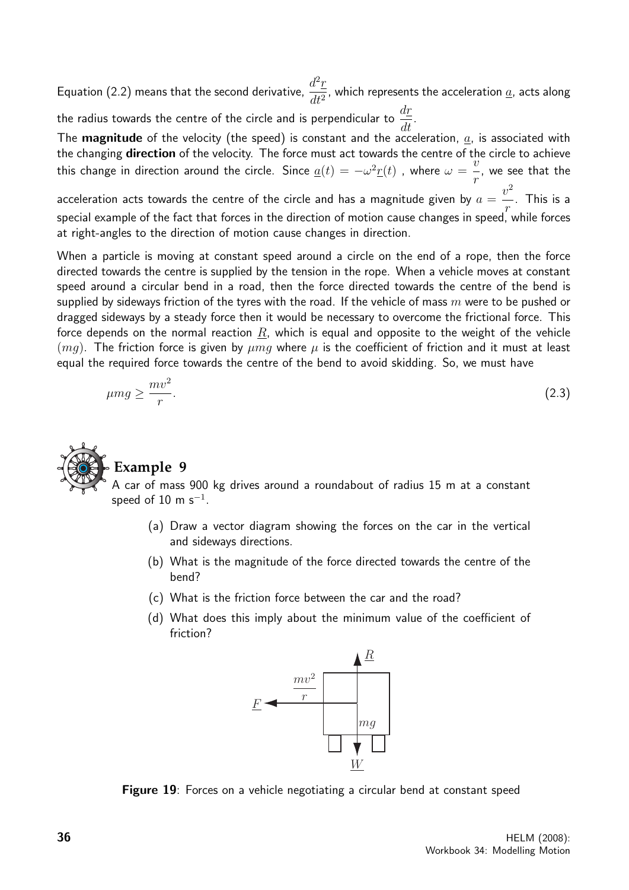Equation (2.2) means that the second derivative, $\dfrac{d^2\underline{r}}{dt^2}$, which represents the acceleration $\underline{a}$, acts along the radius towards the centre of the circle and is perpendicular to $\dfrac{d\underline{r}}{dt}$.

The **magnitude** of the velocity (the speed) is constant and the acceleration, $\underline{a}$, is associated with the changing **direction** of the velocity. The force must act towards the centre of the circle to achieve this change in direction around the circle. Since $\underline{a}(t) = -\omega^2\underline{r}(t)$ , where $\omega = \dfrac{v}{r}$, we see that the acceleration acts towards the centre of the circle and has a magnitude given by $a = \dfrac{v^2}{r}$. This is a special example of the fact that forces in the direction of motion cause changes in speed, while forces at right-angles to the direction of motion cause changes in direction.

When a particle is moving at constant speed around a circle on the end of a rope, then the force directed towards the centre is supplied by the tension in the rope. When a vehicle moves at constant speed around a circular bend in a road, then the force directed towards the centre of the bend is supplied by sideways friction of the tyres with the road. If the vehicle of mass $m$ were to be pushed or dragged sideways by a steady force then it would be necessary to overcome the frictional force. This force depends on the normal reaction $\underline{R}$, which is equal and opposite to the weight of the vehicle $(mg)$. The friction force is given by $\mu mg$ where $\mu$ is the coefficient of friction and it must at least equal the required force towards the centre of the bend to avoid skidding. So, we must have

$$\mu mg \geq \frac{mv^2}{r}. \tag{2.3}$$

## Example 9

A car of mass 900 kg drives around a roundabout of radius 15 m at a constant speed of 10 m s$^{-1}$.

(a) Draw a vector diagram showing the forces on the car in the vertical and sideways directions.

(b) What is the magnitude of the force directed towards the centre of the bend?

(c) What is the friction force between the car and the road?

(d) What does this imply about the minimum value of the coefficient of friction?

**Figure 19**: Forces on a vehicle negotiating a circular bend at constant speed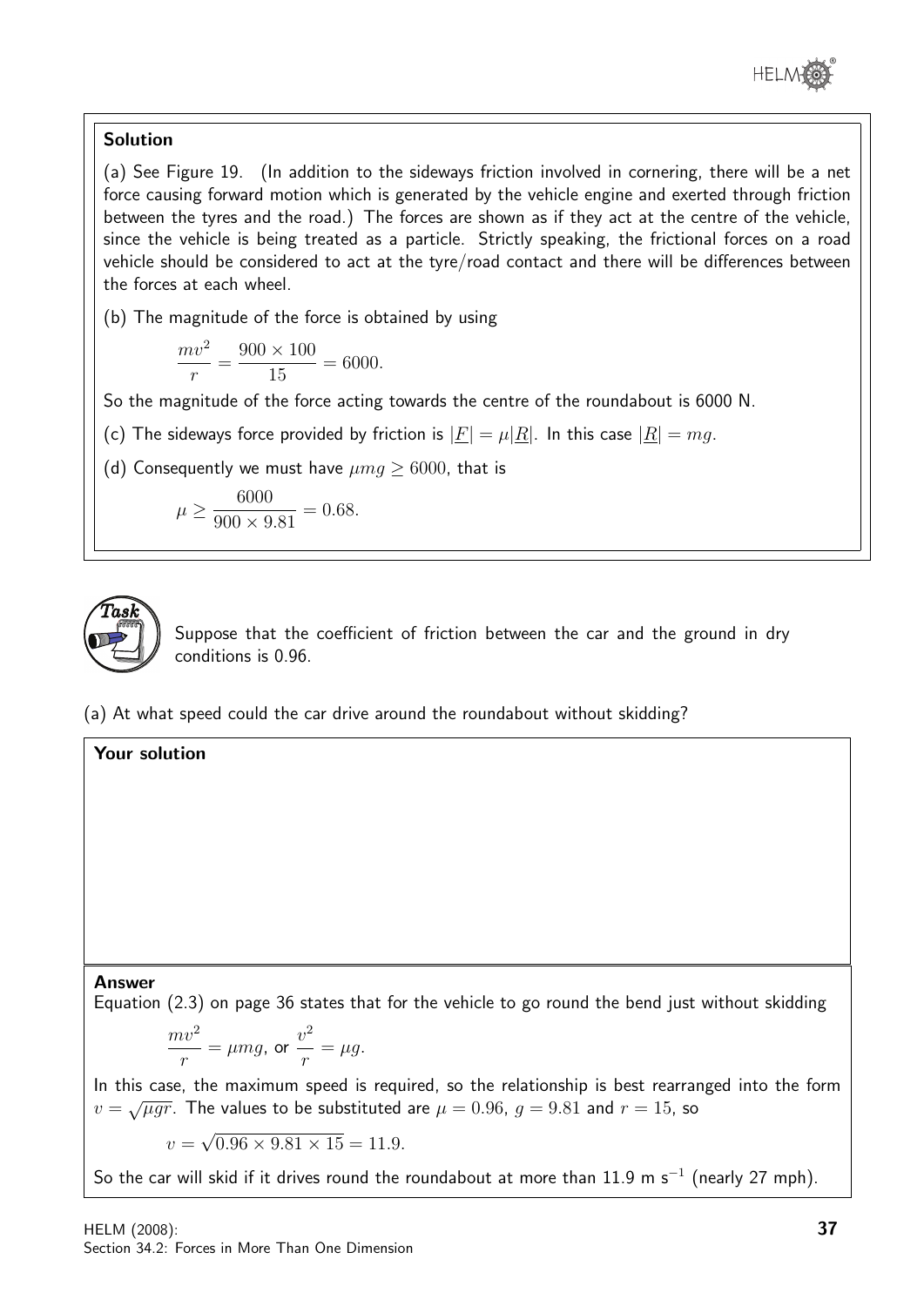**Solution**

(a) See Figure 19. (In addition to the sideways friction involved in cornering, there will be a net force causing forward motion which is generated by the vehicle engine and exerted through friction between the tyres and the road.) The forces are shown as if they act at the centre of the vehicle, since the vehicle is being treated as a particle. Strictly speaking, the frictional forces on a road vehicle should be considered to act at the tyre/road contact and there will be differences between the forces at each wheel.

(b) The magnitude of the force is obtained by using

$$\frac{mv^2}{r} = \frac{900 \times 100}{15} = 6000.$$

So the magnitude of the force acting towards the centre of the roundabout is 6000 N.

(c) The sideways force provided by friction is $|\underline{F}| = \mu|\underline{R}|$. In this case $|\underline{R}| = mg$.

(d) Consequently we must have $\mu mg \geq 6000$, that is

$$\mu \geq \frac{6000}{900 \times 9.81} = 0.68.$$

**Task**

Suppose that the coefficient of friction between the car and the ground in dry conditions is 0.96.

(a) At what speed could the car drive around the roundabout without skidding?

**Your solution**

**Answer**

Equation (2.3) on page 36 states that for the vehicle to go round the bend just without skidding

$$\frac{mv^2}{r} = \mu mg, \text{ or } \frac{v^2}{r} = \mu g.$$

In this case, the maximum speed is required, so the relationship is best rearranged into the form $v = \sqrt{\mu g r}$. The values to be substituted are $\mu = 0.96$, $g = 9.81$ and $r = 15$, so

$$v = \sqrt{0.96 \times 9.81 \times 15} = 11.9.$$

So the car will skid if it drives round the roundabout at more than 11.9 m s$^{-1}$ (nearly 27 mph).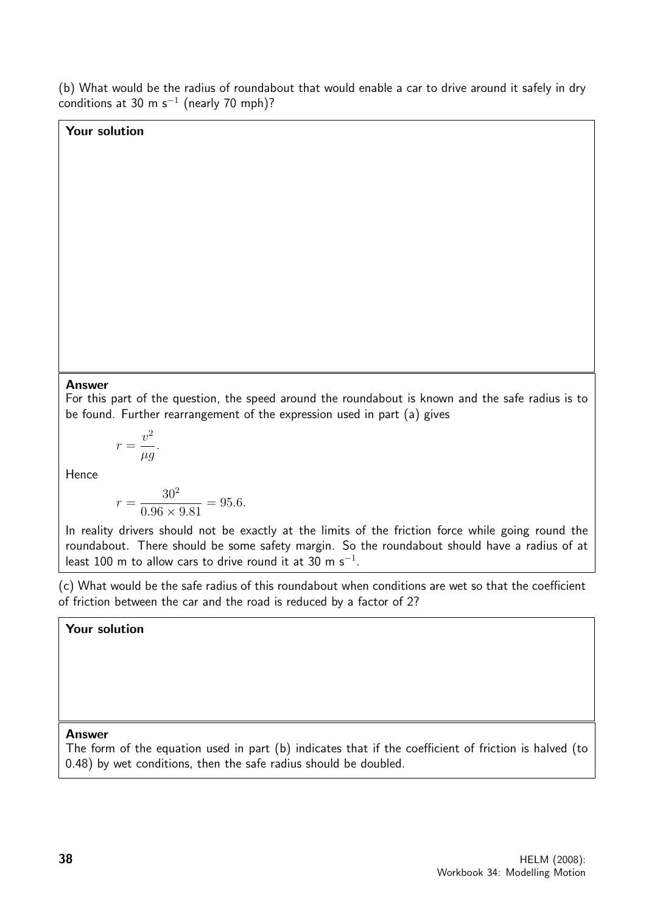(b) What would be the radius of roundabout that would enable a car to drive around it safely in dry conditions at 30 m s$^{-1}$ (nearly 70 mph)?

**Your solution**

**Answer**

For this part of the question, the speed around the roundabout is known and the safe radius is to be found. Further rearrangement of the expression used in part (a) gives

$$r = \frac{v^2}{\mu g}.$$

Hence

$$r = \frac{30^2}{0.96 \times 9.81} = 95.6.$$

In reality drivers should not be exactly at the limits of the friction force while going round the roundabout. There should be some safety margin. So the roundabout should have a radius of at least 100 m to allow cars to drive round it at 30 m s$^{-1}$.

(c) What would be the safe radius of this roundabout when conditions are wet so that the coefficient of friction between the car and the road is reduced by a factor of 2?

**Your solution**

**Answer**

The form of the equation used in part (b) indicates that if the coefficient of friction is halved (to 0.48) by wet conditions, then the safe radius should be doubled.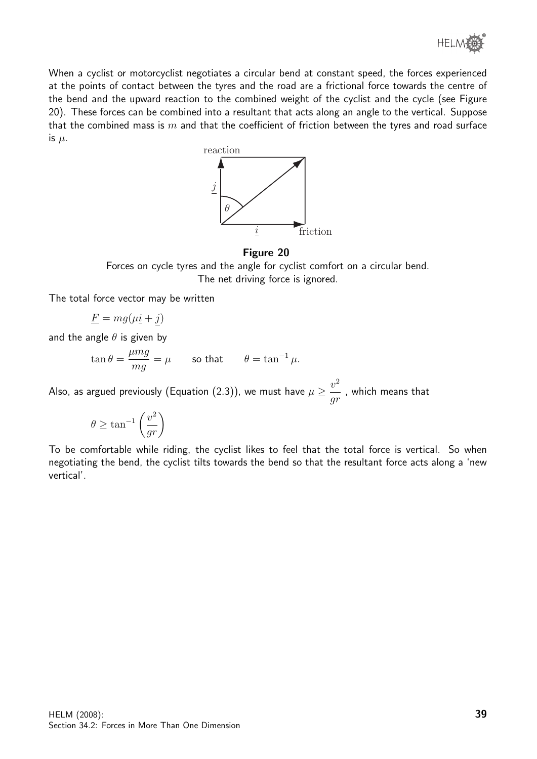When a cyclist or motorcyclist negotiates a circular bend at constant speed, the forces experienced at the points of contact between the tyres and the road are a frictional force towards the centre of the bend and the upward reaction to the combined weight of the cyclist and the cycle (see Figure 20). These forces can be combined into a resultant that acts along an angle to the vertical. Suppose that the combined mass is $m$ and that the coefficient of friction between the tyres and road surface is $\mu$.

**Figure 20**

Forces on cycle tyres and the angle for cyclist comfort on a circular bend.
The net driving force is ignored.

The total force vector may be written

$$\underline{F} = mg(\mu\underline{i} + \underline{j})$$

and the angle $\theta$ is given by

$$\tan\theta = \frac{\mu mg}{mg} = \mu \qquad \text{so that} \qquad \theta = \tan^{-1}\mu.$$

Also, as argued previously (Equation (2.3)), we must have $\mu \geq \dfrac{v^2}{gr}$ , which means that

$$\theta \geq \tan^{-1}\left(\frac{v^2}{gr}\right)$$

To be comfortable while riding, the cyclist likes to feel that the total force is vertical. So when negotiating the bend, the cyclist tilts towards the bend so that the resultant force acts along a 'new vertical'.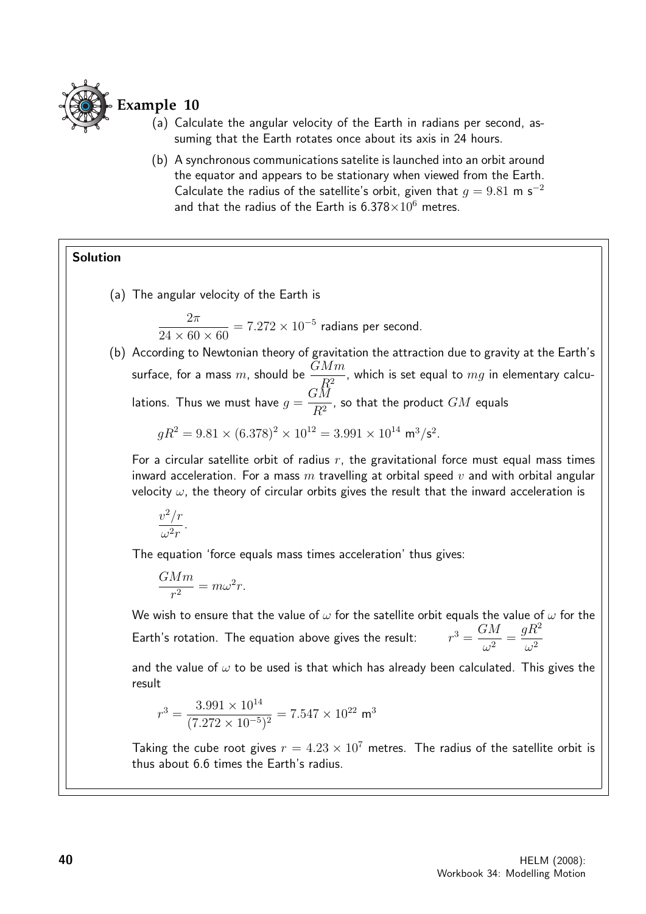## Example 10

(a) Calculate the angular velocity of the Earth in radians per second, assuming that the Earth rotates once about its axis in 24 hours.

(b) A synchronous communications satelite is launched into an orbit around the equator and appears to be stationary when viewed from the Earth. Calculate the radius of the satellite's orbit, given that $g = 9.81$ m s$^{-2}$ and that the radius of the Earth is $6.378\times10^6$ metres.

**Solution**

(a) The angular velocity of the Earth is

$$\frac{2\pi}{24 \times 60 \times 60} = 7.272 \times 10^{-5} \text{ radians per second.}$$

(b) According to Newtonian theory of gravitation the attraction due to gravity at the Earth's surface, for a mass $m$, should be $\dfrac{GMm}{R^2}$, which is set equal to $mg$ in elementary calculations. Thus we must have $g = \dfrac{GM}{R^2}$, so that the product $GM$ equals

$$gR^2 = 9.81 \times (6.378)^2 \times 10^{12} = 3.991 \times 10^{14} \text{ m}^3/\text{s}^2.$$

For a circular satellite orbit of radius $r$, the gravitational force must equal mass times inward acceleration. For a mass $m$ travelling at orbital speed $v$ and with orbital angular velocity $\omega$, the theory of circular orbits gives the result that the inward acceleration is

$$\frac{v^2/r}{\omega^2 r}.$$

The equation 'force equals mass times acceleration' thus gives:

$$\frac{GMm}{r^2} = m\omega^2 r.$$

We wish to ensure that the value of $\omega$ for the satellite orbit equals the value of $\omega$ for the Earth's rotation. The equation above gives the result: $\quad r^3 = \dfrac{GM}{\omega^2} = \dfrac{gR^2}{\omega^2}$

and the value of $\omega$ to be used is that which has already been calculated. This gives the result

$$r^3 = \frac{3.991 \times 10^{14}}{(7.272 \times 10^{-5})^2} = 7.547 \times 10^{22} \text{ m}^3$$

Taking the cube root gives $r = 4.23 \times 10^7$ metres. The radius of the satellite orbit is thus about 6.6 times the Earth's radius.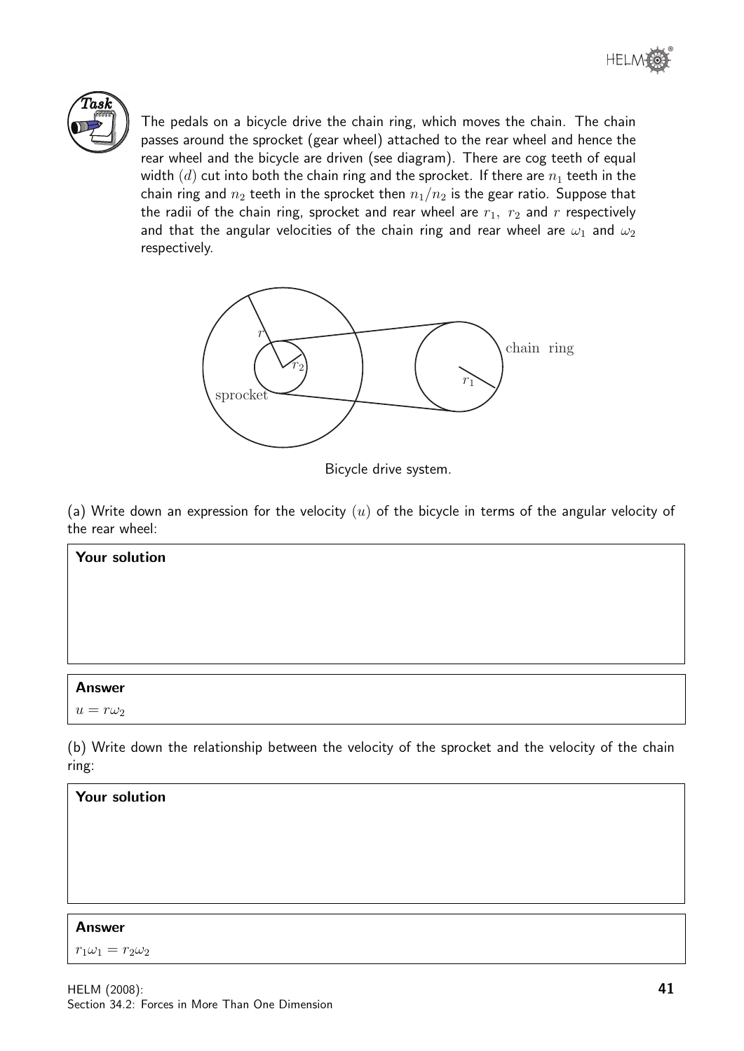**Task**

The pedals on a bicycle drive the chain ring, which moves the chain. The chain passes around the sprocket (gear wheel) attached to the rear wheel and hence the rear wheel and the bicycle are driven (see diagram). There are cog teeth of equal width $(d)$ cut into both the chain ring and the sprocket. If there are $n_1$ teeth in the chain ring and $n_2$ teeth in the sprocket then $n_1/n_2$ is the gear ratio. Suppose that the radii of the chain ring, sprocket and rear wheel are $r_1$, $r_2$ and $r$ respectively and that the angular velocities of the chain ring and rear wheel are $\omega_1$ and $\omega_2$ respectively.

Bicycle drive system.

(a) Write down an expression for the velocity $(u)$ of the bicycle in terms of the angular velocity of the rear wheel:

**Your solution**

**Answer**

$u = r\omega_2$

(b) Write down the relationship between the velocity of the sprocket and the velocity of the chain ring:

**Your solution**

**Answer**

$r_1\omega_1 = r_2\omega_2$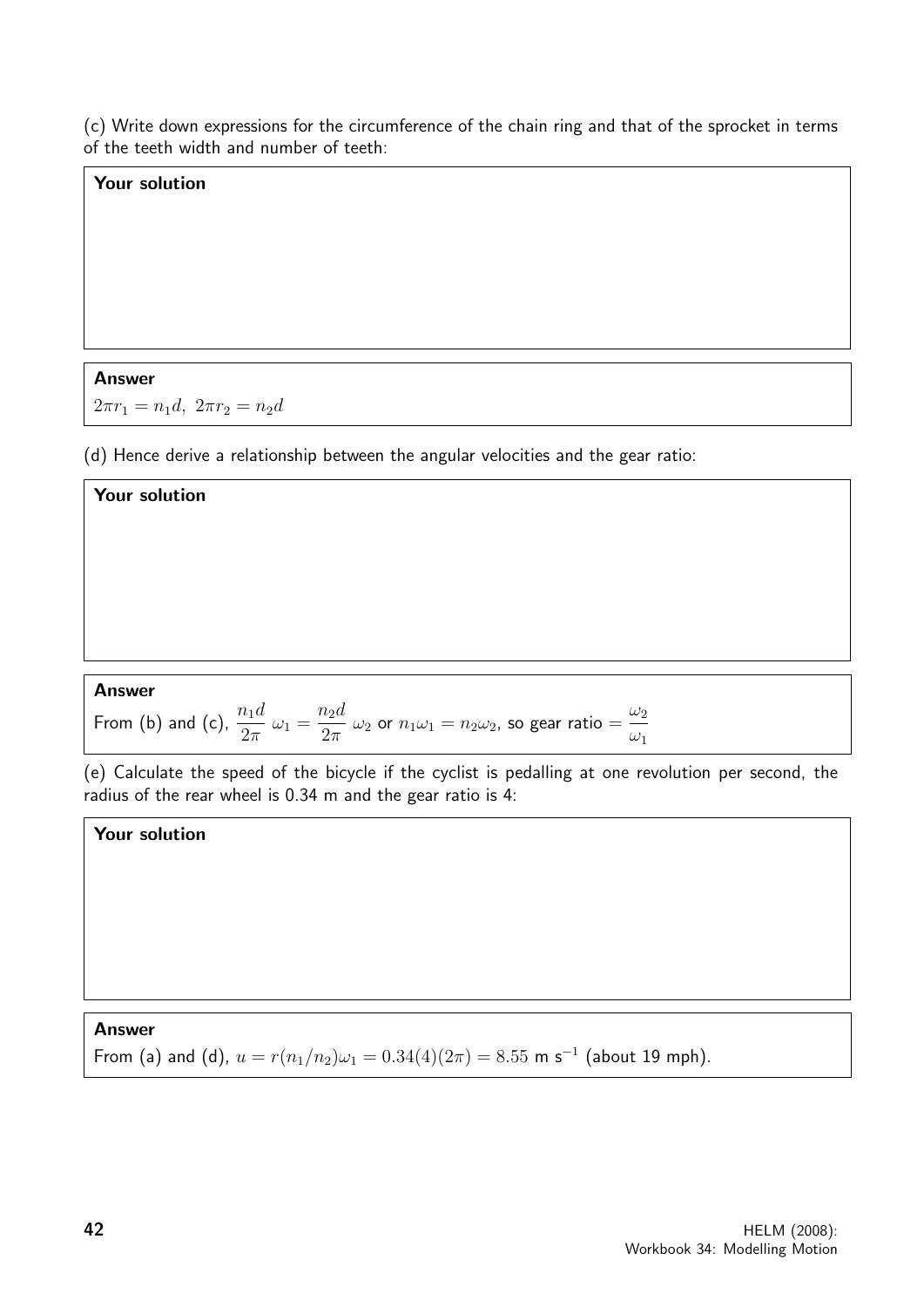(c) Write down expressions for the circumference of the chain ring and that of the sprocket in terms of the teeth width and number of teeth:

**Your solution**

**Answer**

$2\pi r_1 = n_1 d,\ 2\pi r_2 = n_2 d$

(d) Hence derive a relationship between the angular velocities and the gear ratio:

**Your solution**

**Answer**

From (b) and (c), $\dfrac{n_1 d}{2\pi}\ \omega_1 = \dfrac{n_2 d}{2\pi}\ \omega_2$ or $n_1\omega_1 = n_2\omega_2$, so gear ratio $= \dfrac{\omega_2}{\omega_1}$

(e) Calculate the speed of the bicycle if the cyclist is pedalling at one revolution per second, the radius of the rear wheel is 0.34 m and the gear ratio is 4:

**Your solution**

**Answer**

From (a) and (d), $u = r(n_1/n_2)\omega_1 = 0.34(4)(2\pi) = 8.55$ m s$^{-1}$ (about 19 mph).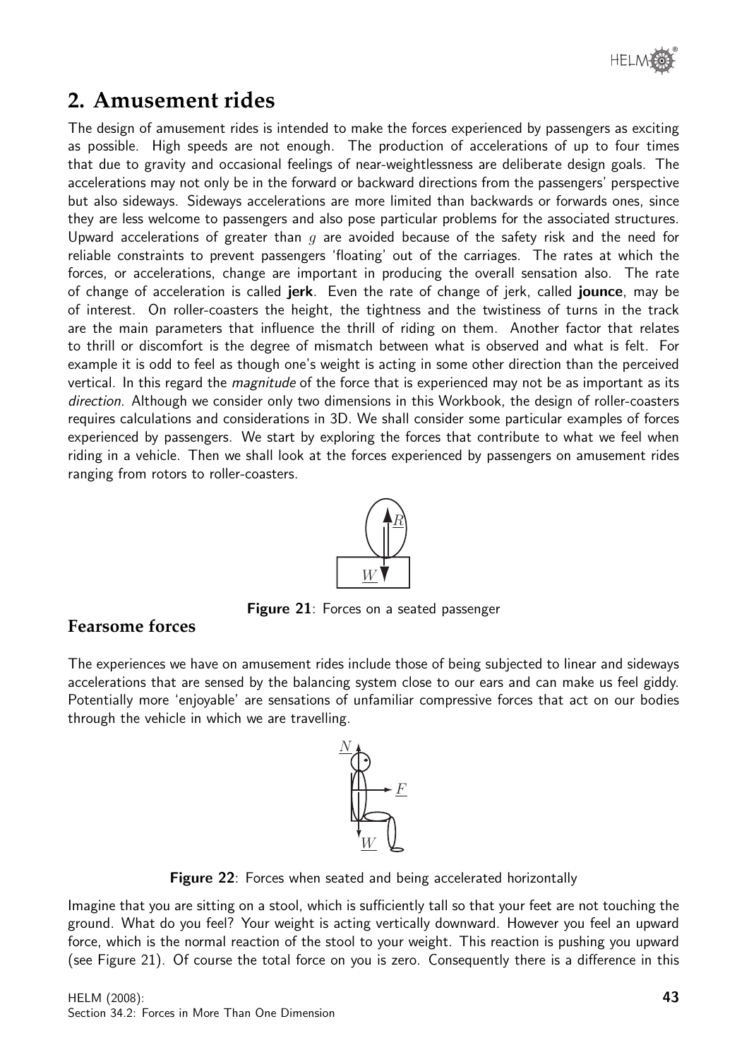## 2. Amusement rides

The design of amusement rides is intended to make the forces experienced by passengers as exciting as possible. High speeds are not enough. The production of accelerations of up to four times that due to gravity and occasional feelings of near-weightlessness are deliberate design goals. The accelerations may not only be in the forward or backward directions from the passengers' perspective but also sideways. Sideways accelerations are more limited than backwards or forwards ones, since they are less welcome to passengers and also pose particular problems for the associated structures. Upward accelerations of greater than $g$ are avoided because of the safety risk and the need for reliable constraints to prevent passengers 'floating' out of the carriages. The rates at which the forces, or accelerations, change are important in producing the overall sensation also. The rate of change of acceleration is called **jerk**. Even the rate of change of jerk, called **jounce**, may be of interest. On roller-coasters the height, the tightness and the twistiness of turns in the track are the main parameters that influence the thrill of riding on them. Another factor that relates to thrill or discomfort is the degree of mismatch between what is observed and what is felt. For example it is odd to feel as though one's weight is acting in some other direction than the perceived vertical. In this regard the *magnitude* of the force that is experienced may not be as important as its *direction*. Although we consider only two dimensions in this Workbook, the design of roller-coasters requires calculations and considerations in 3D. We shall consider some particular examples of forces experienced by passengers. We start by exploring the forces that contribute to what we feel when riding in a vehicle. Then we shall look at the forces experienced by passengers on amusement rides ranging from rotors to roller-coasters.

**Figure 21**: Forces on a seated passenger

### Fearsome forces

The experiences we have on amusement rides include those of being subjected to linear and sideways accelerations that are sensed by the balancing system close to our ears and can make us feel giddy. Potentially more 'enjoyable' are sensations of unfamiliar compressive forces that act on our bodies through the vehicle in which we are travelling.

**Figure 22**: Forces when seated and being accelerated horizontally

Imagine that you are sitting on a stool, which is sufficiently tall so that your feet are not touching the ground. What do you feel? Your weight is acting vertically downward. However you feel an upward force, which is the normal reaction of the stool to your weight. This reaction is pushing you upward (see Figure 21). Of course the total force on you is zero. Consequently there is a difference in this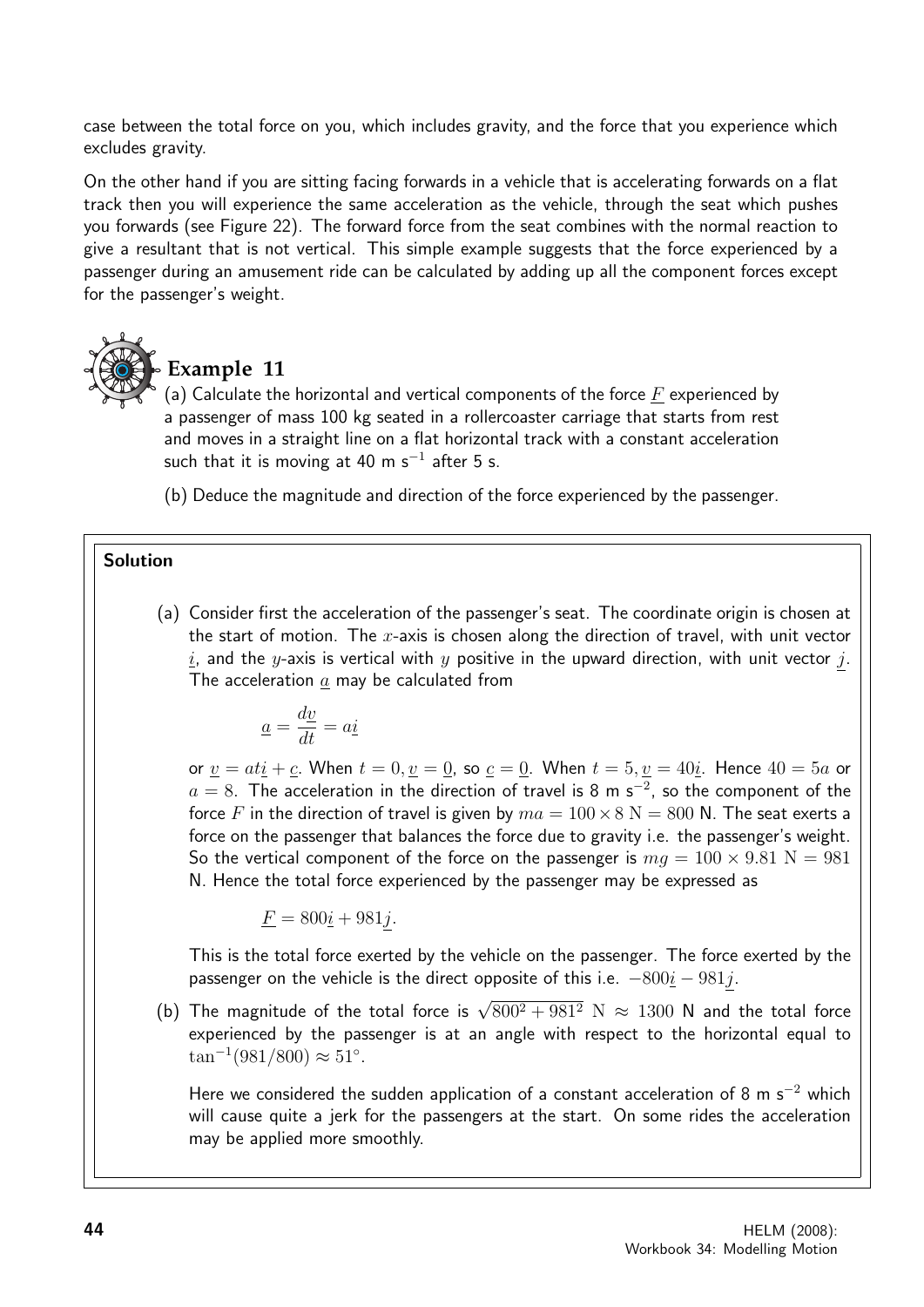case between the total force on you, which includes gravity, and the force that you experience which excludes gravity.

On the other hand if you are sitting facing forwards in a vehicle that is accelerating forwards on a flat track then you will experience the same acceleration as the vehicle, through the seat which pushes you forwards (see Figure 22). The forward force from the seat combines with the normal reaction to give a resultant that is not vertical. This simple example suggests that the force experienced by a passenger during an amusement ride can be calculated by adding up all the component forces except for the passenger's weight.

## Example 11

(a) Calculate the horizontal and vertical components of the force $\underline{F}$ experienced by a passenger of mass 100 kg seated in a rollercoaster carriage that starts from rest and moves in a straight line on a flat horizontal track with a constant acceleration such that it is moving at 40 m s$^{-1}$ after 5 s.

(b) Deduce the magnitude and direction of the force experienced by the passenger.

### Solution

(a) Consider first the acceleration of the passenger's seat. The coordinate origin is chosen at the start of motion. The $x$-axis is chosen along the direction of travel, with unit vector $\underline{i}$, and the $y$-axis is vertical with $y$ positive in the upward direction, with unit vector $\underline{j}$. The acceleration $\underline{a}$ may be calculated from

$$\underline{a} = \frac{d\underline{v}}{dt} = a\underline{i}$$

or $\underline{v} = at\underline{i} + \underline{c}$. When $t = 0, \underline{v} = \underline{0}$, so $\underline{c} = \underline{0}$. When $t = 5, \underline{v} = 40\underline{i}$. Hence $40 = 5a$ or $a = 8$. The acceleration in the direction of travel is 8 m s$^{-2}$, so the component of the force $F$ in the direction of travel is given by $ma = 100 \times 8 \text{ N} = 800$ N. The seat exerts a force on the passenger that balances the force due to gravity i.e. the passenger's weight. So the vertical component of the force on the passenger is $mg = 100 \times 9.81 \text{ N} = 981$ N. Hence the total force experienced by the passenger may be expressed as

$$\underline{F} = 800\underline{i} + 981\underline{j}.$$

This is the total force exerted by the vehicle on the passenger. The force exerted by the passenger on the vehicle is the direct opposite of this i.e. $-800\underline{i} - 981\underline{j}$.

(b) The magnitude of the total force is $\sqrt{800^2 + 981^2} \text{ N} \approx 1300$ N and the total force experienced by the passenger is at an angle with respect to the horizontal equal to $\tan^{-1}(981/800) \approx 51^{\circ}$.

Here we considered the sudden application of a constant acceleration of 8 m s$^{-2}$ which will cause quite a jerk for the passengers at the start. On some rides the acceleration may be applied more smoothly.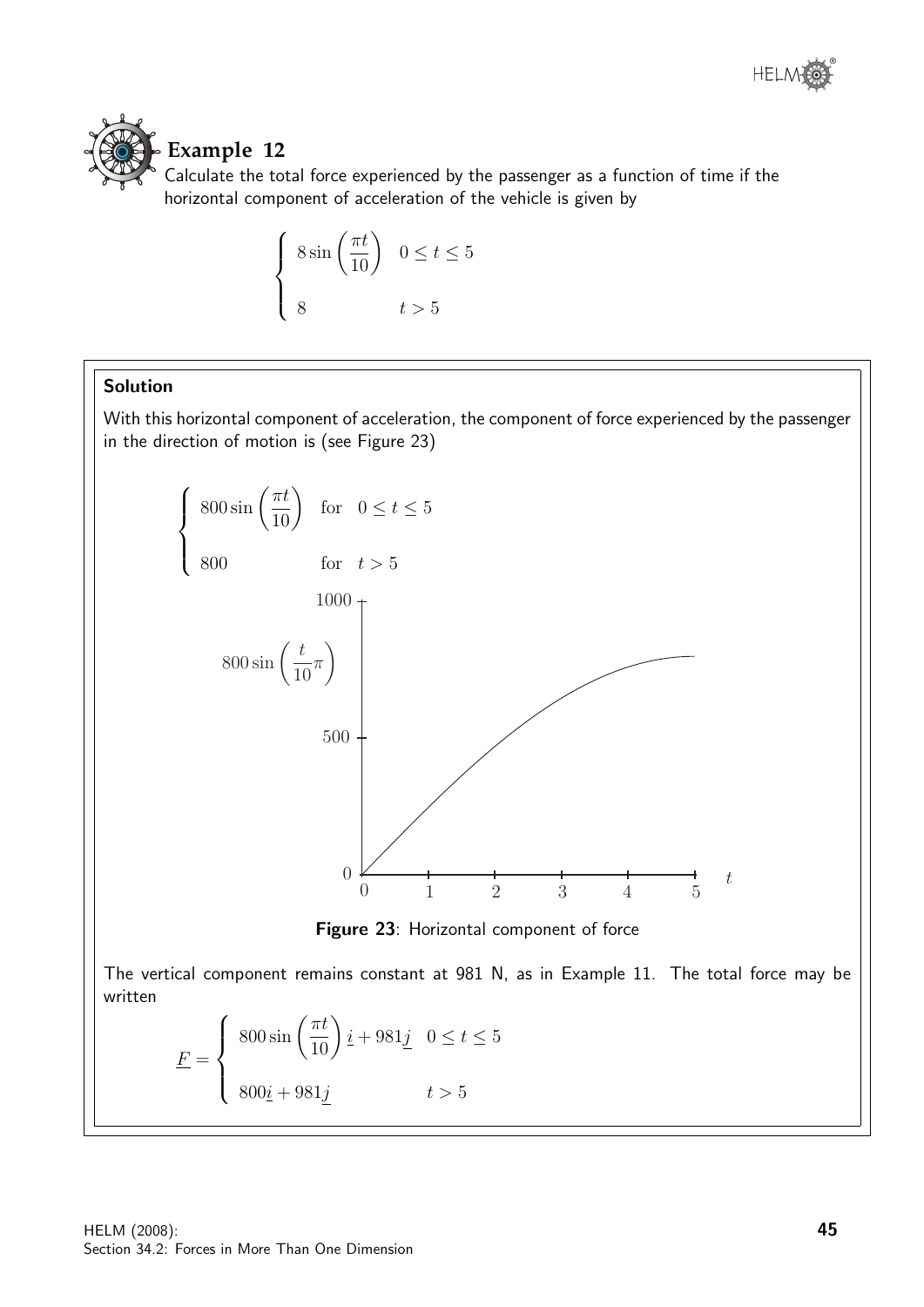## Example 12

Calculate the total force experienced by the passenger as a function of time if the horizontal component of acceleration of the vehicle is given by

$$\begin{cases} 8\sin\left(\dfrac{\pi t}{10}\right) & 0 \leq t \leq 5 \\ 8 & t > 5 \end{cases}$$

**Solution**

With this horizontal component of acceleration, the component of force experienced by the passenger in the direction of motion is (see Figure 23)

$$\begin{cases} 800\sin\left(\dfrac{\pi t}{10}\right) & \text{for} \quad 0 \leq t \leq 5 \\ 800 & \text{for} \quad t > 5 \end{cases}$$

**Figure 23**: Horizontal component of force

The vertical component remains constant at 981 N, as in Example 11. The total force may be written

$$\underline{F} = \begin{cases} 800\sin\left(\dfrac{\pi t}{10}\right)\underline{i} + 981\underline{j} & 0 \leq t \leq 5 \\ 800\underline{i} + 981\underline{j} & t > 5 \end{cases}$$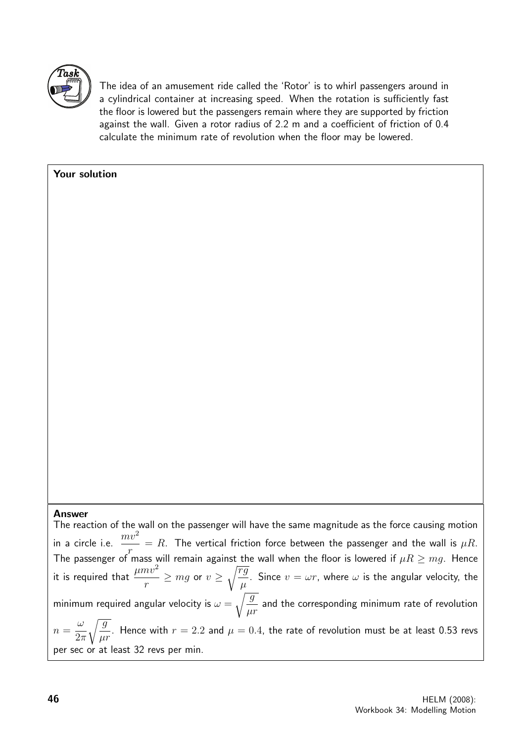**Task**

The idea of an amusement ride called the 'Rotor' is to whirl passengers around in a cylindrical container at increasing speed. When the rotation is sufficiently fast the floor is lowered but the passengers remain where they are supported by friction against the wall. Given a rotor radius of 2.2 m and a coefficient of friction of 0.4 calculate the minimum rate of revolution when the floor may be lowered.

**Your solution**

**Answer**

The reaction of the wall on the passenger will have the same magnitude as the force causing motion in a circle i.e. $\dfrac{mv^2}{r} = R$. The vertical friction force between the passenger and the wall is $\mu R$. The passenger of mass will remain against the wall when the floor is lowered if $\mu R \geq mg$. Hence it is required that $\dfrac{\mu m v^2}{r} \geq mg$ or $v \geq \sqrt{\dfrac{rg}{\mu}}$. Since $v = \omega r$, where $\omega$ is the angular velocity, the minimum required angular velocity is $\omega = \sqrt{\dfrac{g}{\mu r}}$ and the corresponding minimum rate of revolution $n = \dfrac{\omega}{2\pi}\sqrt{\dfrac{g}{\mu r}}$. Hence with $r = 2.2$ and $\mu = 0.4$, the rate of revolution must be at least 0.53 revs per sec or at least 32 revs per min.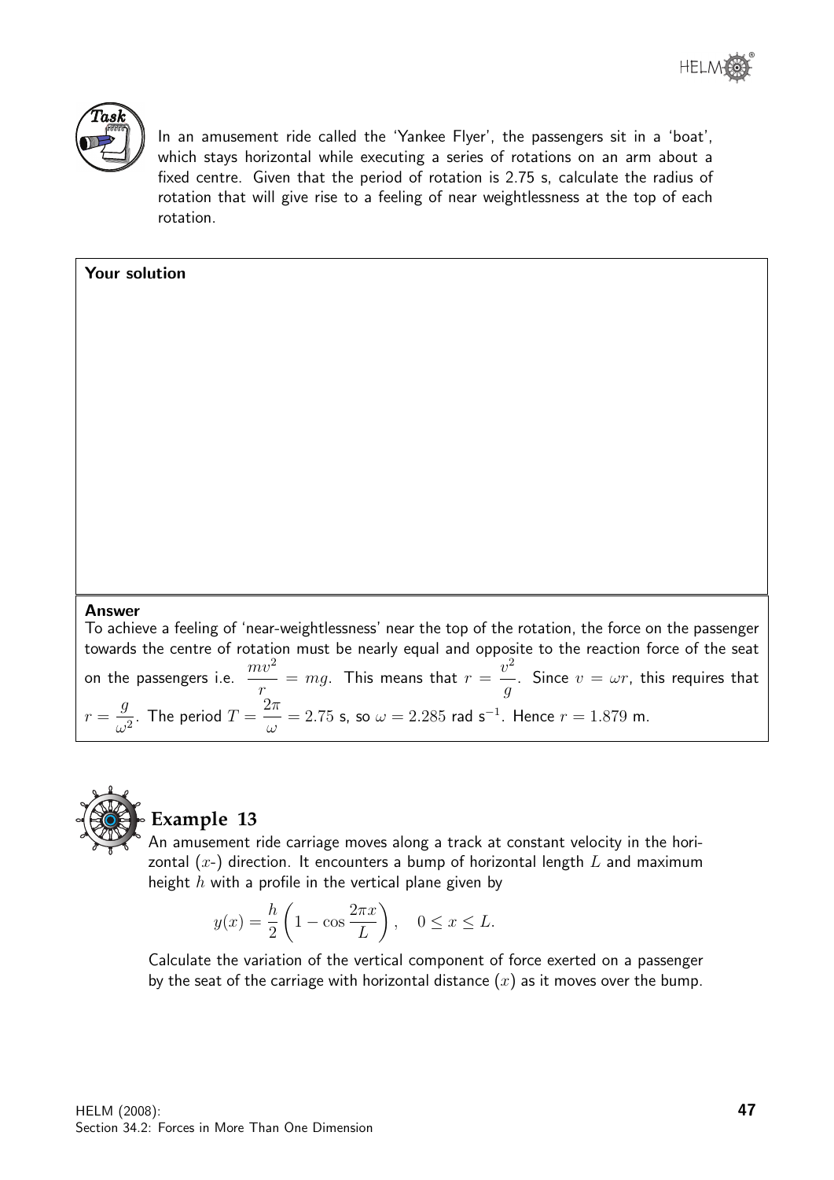**Task**

In an amusement ride called the 'Yankee Flyer', the passengers sit in a 'boat', which stays horizontal while executing a series of rotations on an arm about a fixed centre. Given that the period of rotation is 2.75 s, calculate the radius of rotation that will give rise to a feeling of near weightlessness at the top of each rotation.

**Your solution**

**Answer**

To achieve a feeling of 'near-weightlessness' near the top of the rotation, the force on the passenger towards the centre of rotation must be nearly equal and opposite to the reaction force of the seat on the passengers i.e. $\dfrac{mv^2}{r} = mg$. This means that $r = \dfrac{v^2}{g}$. Since $v = \omega r$, this requires that $r = \dfrac{g}{\omega^2}$. The period $T = \dfrac{2\pi}{\omega} = 2.75$ s, so $\omega = 2.285$ rad s$^{-1}$. Hence $r = 1.879$ m.

## Example 13

An amusement ride carriage moves along a track at constant velocity in the horizontal ($x$-) direction. It encounters a bump of horizontal length $L$ and maximum height $h$ with a profile in the vertical plane given by

$$y(x) = \frac{h}{2}\left(1 - \cos\frac{2\pi x}{L}\right), \quad 0 \leq x \leq L.$$

Calculate the variation of the vertical component of force exerted on a passenger by the seat of the carriage with horizontal distance ($x$) as it moves over the bump.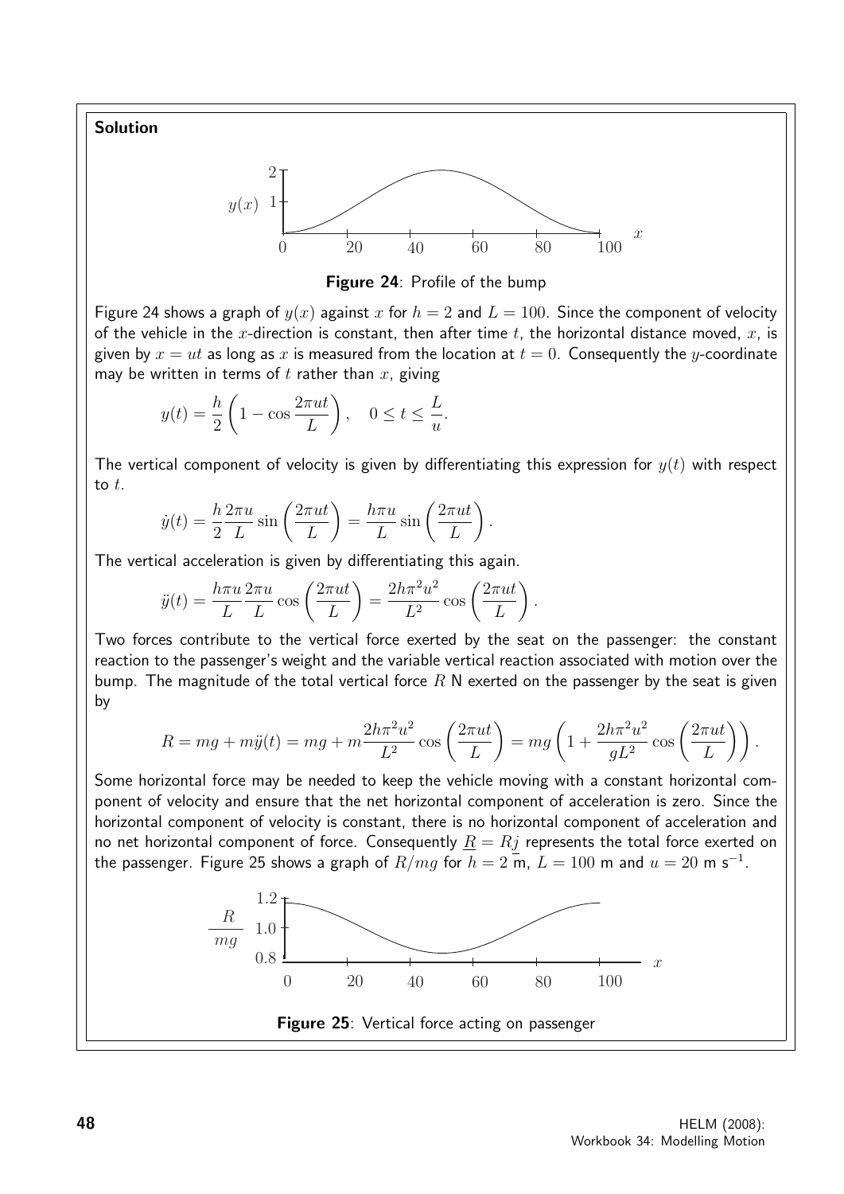**Solution**

**Figure 24**: Profile of the bump

Figure 24 shows a graph of $y(x)$ against $x$ for $h = 2$ and $L = 100$. Since the component of velocity of the vehicle in the $x$-direction is constant, then after time $t$, the horizontal distance moved, $x$, is given by $x = ut$ as long as $x$ is measured from the location at $t = 0$. Consequently the $y$-coordinate may be written in terms of $t$ rather than $x$, giving

$$y(t) = \frac{h}{2}\left(1 - \cos\frac{2\pi ut}{L}\right), \quad 0 \leq t \leq \frac{L}{u}.$$

The vertical component of velocity is given by differentiating this expression for $y(t)$ with respect to $t$.

$$\dot{y}(t) = \frac{h}{2}\frac{2\pi u}{L}\sin\left(\frac{2\pi ut}{L}\right) = \frac{h\pi u}{L}\sin\left(\frac{2\pi ut}{L}\right).$$

The vertical acceleration is given by differentiating this again.

$$\ddot{y}(t) = \frac{h\pi u}{L}\frac{2\pi u}{L}\cos\left(\frac{2\pi ut}{L}\right) = \frac{2h\pi^2 u^2}{L^2}\cos\left(\frac{2\pi ut}{L}\right).$$

Two forces contribute to the vertical force exerted by the seat on the passenger: the constant reaction to the passenger's weight and the variable vertical reaction associated with motion over the bump. The magnitude of the total vertical force $R$ N exerted on the passenger by the seat is given by

$$R = mg + m\ddot{y}(t) = mg + m\frac{2h\pi^2 u^2}{L^2}\cos\left(\frac{2\pi ut}{L}\right) = mg\left(1 + \frac{2h\pi^2 u^2}{gL^2}\cos\left(\frac{2\pi ut}{L}\right)\right).$$

Some horizontal force may be needed to keep the vehicle moving with a constant horizontal component of velocity and ensure that the net horizontal component of acceleration is zero. Since the horizontal component of velocity is constant, there is no horizontal component of acceleration and no net horizontal component of force. Consequently $\underline{R} = R\underline{j}$ represents the total force exerted on the passenger. Figure 25 shows a graph of $R/mg$ for $h = 2$ m, $L = 100$ m and $u = 20$ m s$^{-1}$.

**Figure 25**: Vertical force acting on passenger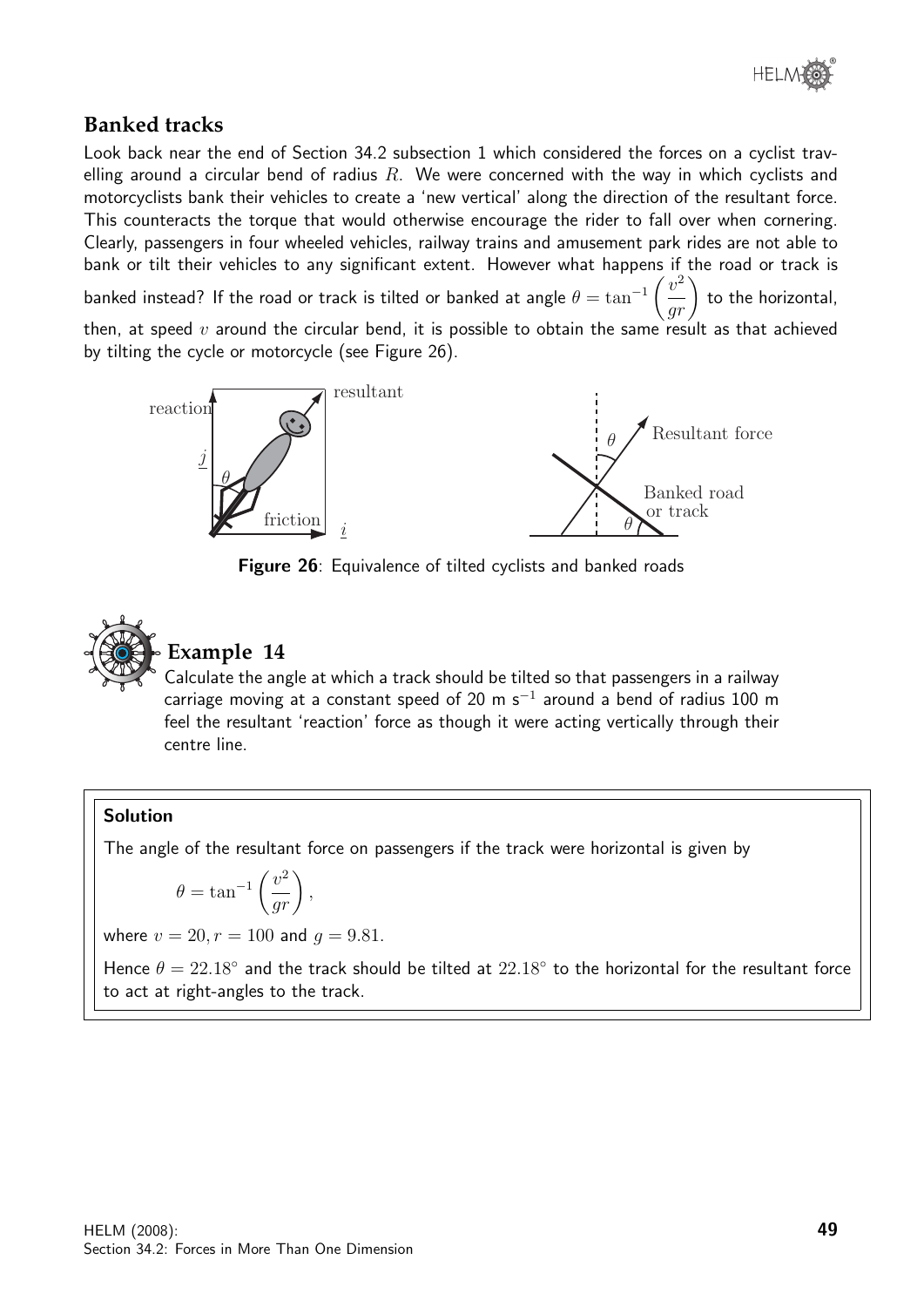## Banked tracks

Look back near the end of Section 34.2 subsection 1 which considered the forces on a cyclist travelling around a circular bend of radius $R$. We were concerned with the way in which cyclists and motorcyclists bank their vehicles to create a 'new vertical' along the direction of the resultant force. This counteracts the torque that would otherwise encourage the rider to fall over when cornering. Clearly, passengers in four wheeled vehicles, railway trains and amusement park rides are not able to bank or tilt their vehicles to any significant extent. However what happens if the road or track is banked instead? If the road or track is tilted or banked at angle $\theta = \tan^{-1}\left(\dfrac{v^2}{gr}\right)$ to the horizontal, then, at speed $v$ around the circular bend, it is possible to obtain the same result as that achieved by tilting the cycle or motorcycle (see Figure 26).

**Figure 26**: Equivalence of tilted cyclists and banked roads

### Example 14

Calculate the angle at which a track should be tilted so that passengers in a railway carriage moving at a constant speed of 20 m s$^{-1}$ around a bend of radius 100 m feel the resultant 'reaction' force as though it were acting vertically through their centre line.

#### Solution

The angle of the resultant force on passengers if the track were horizontal is given by

$$\theta = \tan^{-1}\left(\frac{v^2}{gr}\right),$$

where $v = 20, r = 100$ and $g = 9.81$.

Hence $\theta = 22.18^\circ$ and the track should be tilted at $22.18^\circ$ to the horizontal for the resultant force to act at right-angles to the track.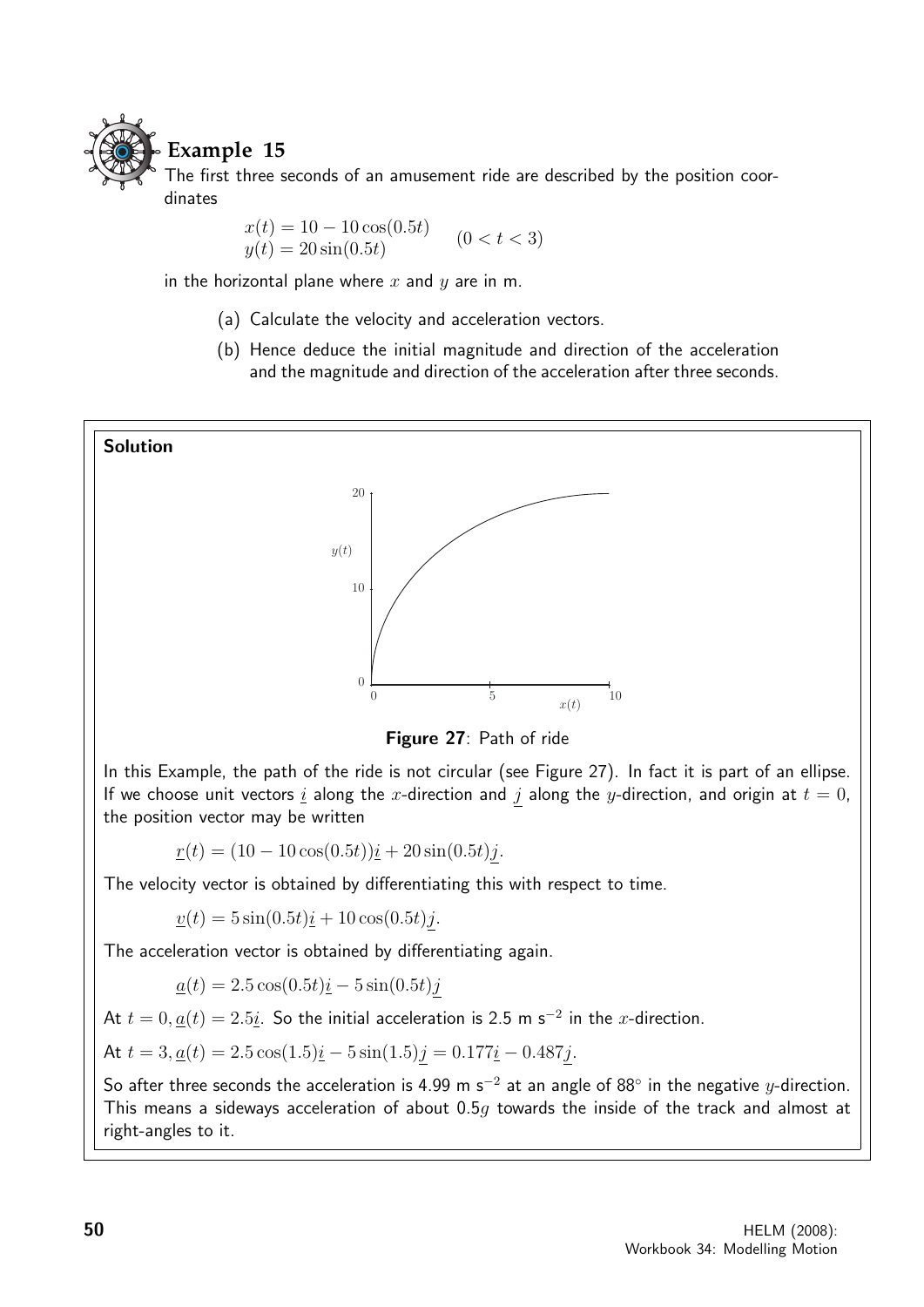## Example 15

The first three seconds of an amusement ride are described by the position coordinates

$$x(t) = 10 - 10\cos(0.5t) \qquad (0 < t < 3)$$
$$y(t) = 20\sin(0.5t)$$

in the horizontal plane where $x$ and $y$ are in m.

(a) Calculate the velocity and acceleration vectors.

(b) Hence deduce the initial magnitude and direction of the acceleration and the magnitude and direction of the acceleration after three seconds.

**Solution**

**Figure 27**: Path of ride

In this Example, the path of the ride is not circular (see Figure 27). In fact it is part of an ellipse. If we choose unit vectors $\underline{i}$ along the $x$-direction and $\underline{j}$ along the $y$-direction, and origin at $t = 0$, the position vector may be written

$$\underline{r}(t) = (10 - 10\cos(0.5t))\underline{i} + 20\sin(0.5t)\underline{j}.$$

The velocity vector is obtained by differentiating this with respect to time.

$$\underline{v}(t) = 5\sin(0.5t)\underline{i} + 10\cos(0.5t)\underline{j}.$$

The acceleration vector is obtained by differentiating again.

$$\underline{a}(t) = 2.5\cos(0.5t)\underline{i} - 5\sin(0.5t)\underline{j}$$

At $t = 0, \underline{a}(t) = 2.5\underline{i}$. So the initial acceleration is 2.5 m s$^{-2}$ in the $x$-direction.

At $t = 3, \underline{a}(t) = 2.5\cos(1.5)\underline{i} - 5\sin(1.5)\underline{j} = 0.177\underline{i} - 0.487\underline{j}$.

So after three seconds the acceleration is 4.99 m s$^{-2}$ at an angle of 88° in the negative $y$-direction. This means a sideways acceleration of about $0.5g$ towards the inside of the track and almost at right-angles to it.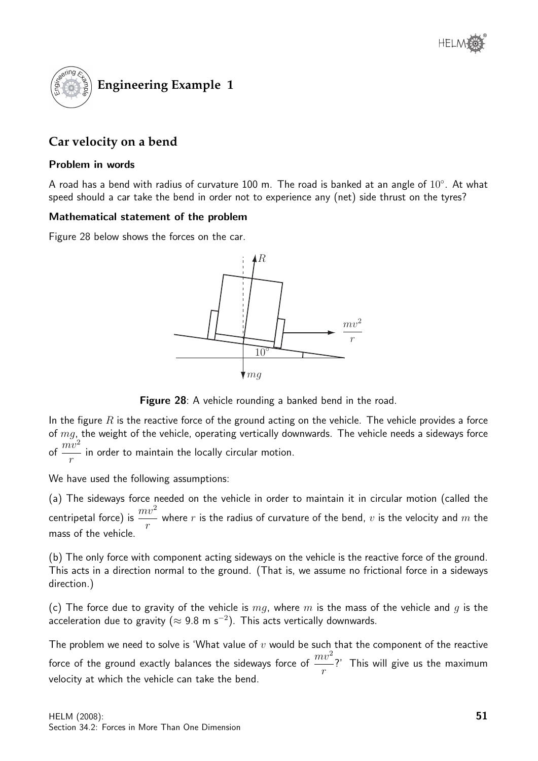## Engineering Example 1

### Car velocity on a bend

#### Problem in words

A road has a bend with radius of curvature 100 m. The road is banked at an angle of $10°$. At what speed should a car take the bend in order not to experience any (net) side thrust on the tyres?

#### Mathematical statement of the problem

Figure 28 below shows the forces on the car.

**Figure 28**: A vehicle rounding a banked bend in the road.

In the figure $R$ is the reactive force of the ground acting on the vehicle. The vehicle provides a force of $mg$, the weight of the vehicle, operating vertically downwards. The vehicle needs a sideways force of $\dfrac{mv^2}{r}$ in order to maintain the locally circular motion.

We have used the following assumptions:

(a) The sideways force needed on the vehicle in order to maintain it in circular motion (called the centripetal force) is $\dfrac{mv^2}{r}$ where $r$ is the radius of curvature of the bend, $v$ is the velocity and $m$ the mass of the vehicle.

(b) The only force with component acting sideways on the vehicle is the reactive force of the ground. This acts in a direction normal to the ground. (That is, we assume no frictional force in a sideways direction.)

(c) The force due to gravity of the vehicle is $mg$, where $m$ is the mass of the vehicle and $g$ is the acceleration due to gravity ($\approx 9.8$ m s$^{-2}$). This acts vertically downwards.

The problem we need to solve is 'What value of $v$ would be such that the component of the reactive force of the ground exactly balances the sideways force of $\dfrac{mv^2}{r}$?' This will give us the maximum velocity at which the vehicle can take the bend.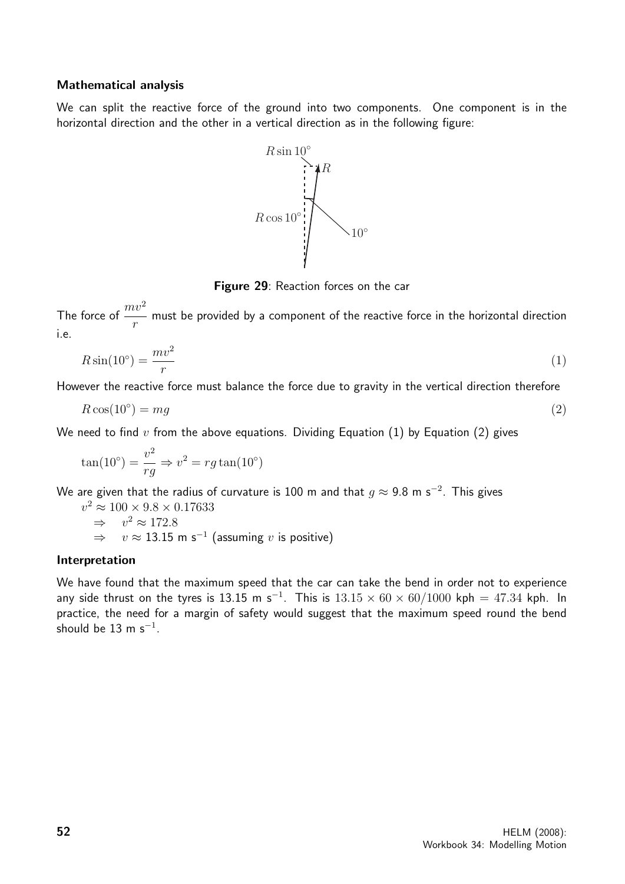**Mathematical analysis**

We can split the reactive force of the ground into two components. One component is in the horizontal direction and the other in a vertical direction as in the following figure:

Figure 29: Reaction forces on the car

The force of $\dfrac{mv^2}{r}$ must be provided by a component of the reactive force in the horizontal direction i.e.

$$R\sin(10^\circ) = \frac{mv^2}{r} \qquad (1)$$

However the reactive force must balance the force due to gravity in the vertical direction therefore

$$R\cos(10^\circ) = mg \qquad (2)$$

We need to find $v$ from the above equations. Dividing Equation (1) by Equation (2) gives

$$\tan(10^\circ) = \frac{v^2}{rg} \Rightarrow v^2 = rg\tan(10^\circ)$$

We are given that the radius of curvature is 100 m and that $g \approx 9.8$ m s$^{-2}$. This gives

$v^2 \approx 100 \times 9.8 \times 0.17633$

$\Rightarrow \quad v^2 \approx 172.8$

$\Rightarrow \quad v \approx 13.15$ m s$^{-1}$ (assuming $v$ is positive)

**Interpretation**

We have found that the maximum speed that the car can take the bend in order not to experience any side thrust on the tyres is 13.15 m s$^{-1}$. This is $13.15 \times 60 \times 60/1000$ kph $= 47.34$ kph. In practice, the need for a margin of safety would suggest that the maximum speed round the bend should be 13 m s$^{-1}$.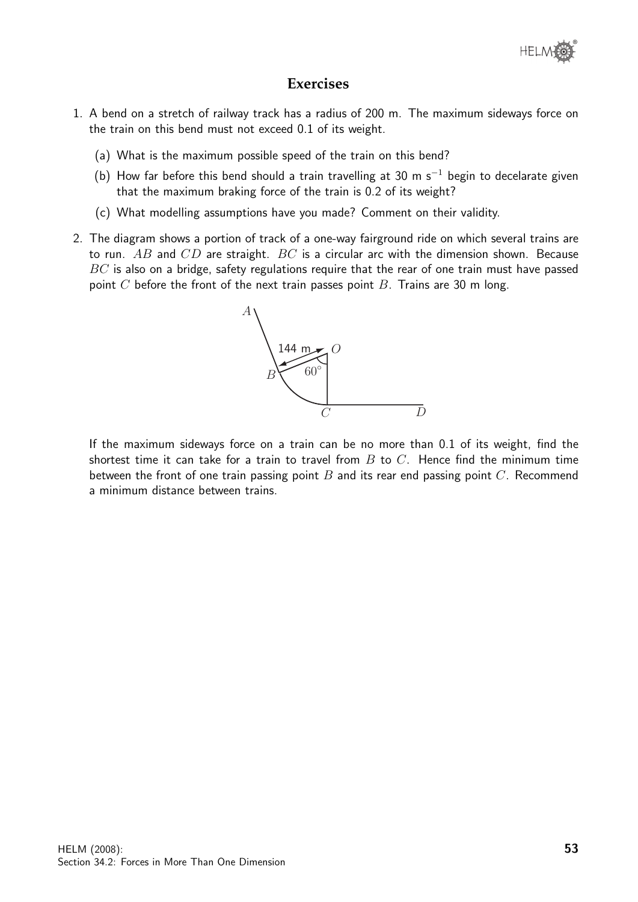## Exercises

1. A bend on a stretch of railway track has a radius of 200 m. The maximum sideways force on the train on this bend must not exceed 0.1 of its weight.

   (a) What is the maximum possible speed of the train on this bend?

   (b) How far before this bend should a train travelling at 30 m s$^{-1}$ begin to decelarate given that the maximum braking force of the train is 0.2 of its weight?

   (c) What modelling assumptions have you made? Comment on their validity.

2. The diagram shows a portion of track of a one-way fairground ride on which several trains are to run. $AB$ and $CD$ are straight. $BC$ is a circular arc with the dimension shown. Because $BC$ is also on a bridge, safety regulations require that the rear of one train must have passed point $C$ before the front of the next train passes point $B$. Trains are 30 m long.

   If the maximum sideways force on a train can be no more than 0.1 of its weight, find the shortest time it can take for a train to travel from $B$ to $C$. Hence find the minimum time between the front of one train passing point $B$ and its rear end passing point $C$. Recommend a minimum distance between trains.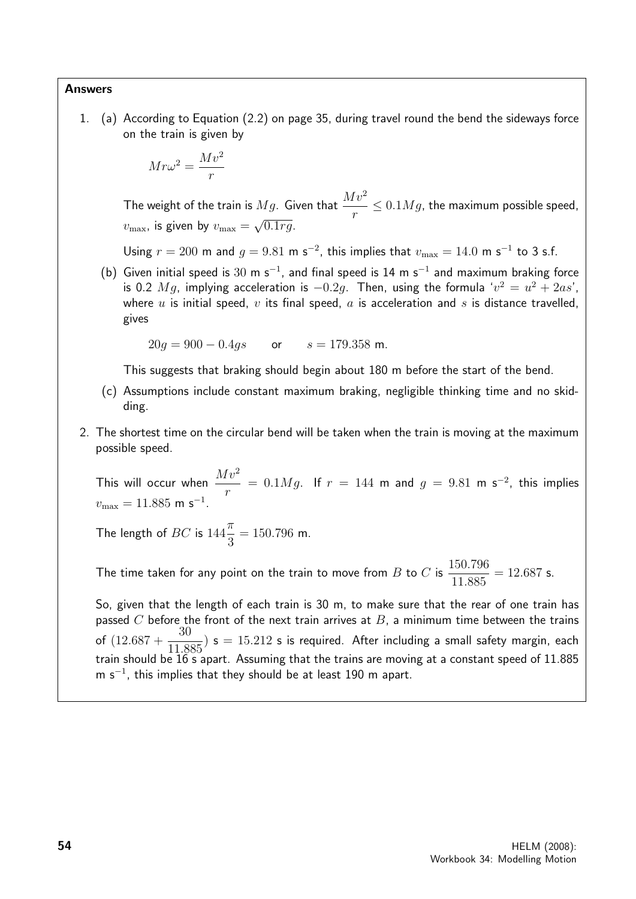**Answers**

1. (a) According to Equation (2.2) on page 35, during travel round the bend the sideways force on the train is given by

$$Mr\omega^2 = \frac{Mv^2}{r}$$

The weight of the train is $Mg$. Given that $\dfrac{Mv^2}{r} \leq 0.1Mg$, the maximum possible speed, $v_{\max}$, is given by $v_{\max} = \sqrt{0.1rg}$.

Using $r = 200$ m and $g = 9.81$ m s$^{-2}$, this implies that $v_{\max} = 14.0$ m s$^{-1}$ to 3 s.f.

(b) Given initial speed is $30$ m s$^{-1}$, and final speed is 14 m s$^{-1}$ and maximum braking force is 0.2 $Mg$, implying acceleration is $-0.2g$. Then, using the formula '$v^2 = u^2 + 2as$', where $u$ is initial speed, $v$ its final speed, $a$ is acceleration and $s$ is distance travelled, gives

$$20g = 900 - 0.4gs \qquad \text{or} \qquad s = 179.358 \text{ m}.$$

This suggests that braking should begin about 180 m before the start of the bend.

(c) Assumptions include constant maximum braking, negligible thinking time and no skidding.

2. The shortest time on the circular bend will be taken when the train is moving at the maximum possible speed.

This will occur when $\dfrac{Mv^2}{r} = 0.1Mg$. If $r = 144$ m and $g = 9.81$ m s$^{-2}$, this implies $v_{\max} = 11.885$ m s$^{-1}$.

The length of $BC$ is $144\dfrac{\pi}{3} = 150.796$ m.

The time taken for any point on the train to move from $B$ to $C$ is $\dfrac{150.796}{11.885} = 12.687$ s.

So, given that the length of each train is 30 m, to make sure that the rear of one train has passed $C$ before the front of the next train arrives at $B$, a minimum time between the trains of $(12.687 + \dfrac{30}{11.885})$ s $= 15.212$ s is required. After including a small safety margin, each train should be 16 s apart. Assuming that the trains are moving at a constant speed of 11.885 m s$^{-1}$, this implies that they should be at least 190 m apart.